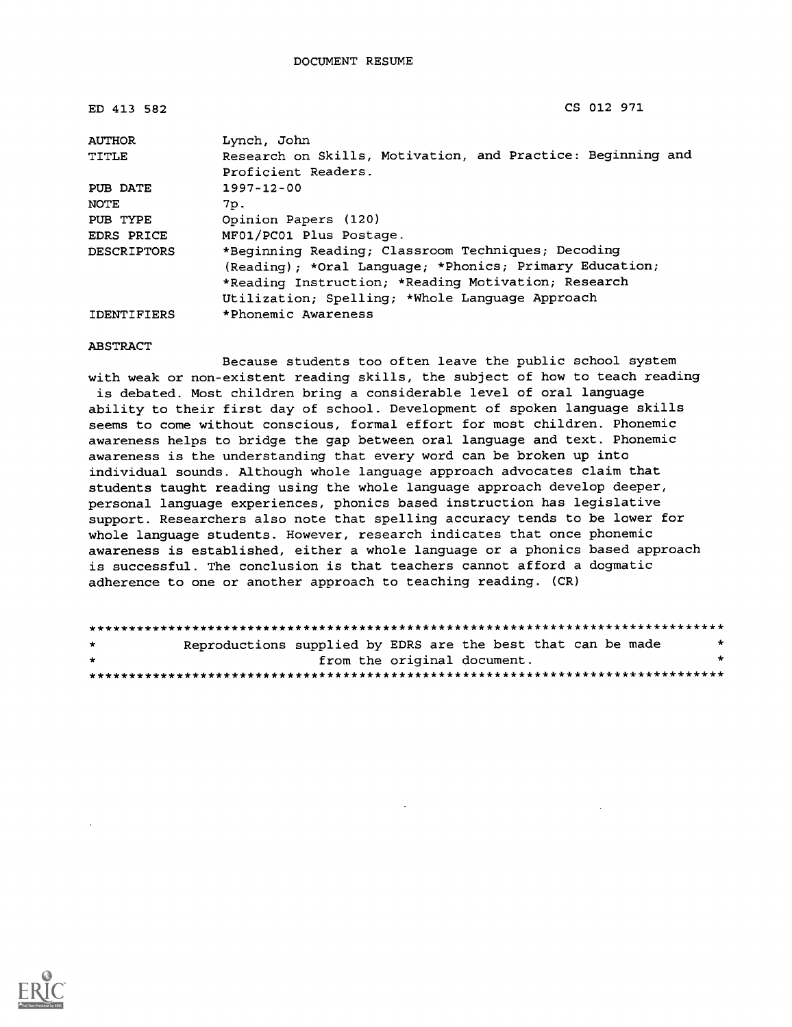DOCUMENT RESUME

| | |
|---|---|
| ED 413 582 | CS 012 971 |
| AUTHOR | Lynch, John |
| TITLE | Research on Skills, Motivation, and Practice: Beginning and Proficient Readers. |
| PUB DATE | 1997-12-00 |
| NOTE | 7p. |
| PUB TYPE | Opinion Papers (120) |
| EDRS PRICE | MF01/PC01 Plus Postage. |
| DESCRIPTORS | *Beginning Reading; Classroom Techniques; Decoding (Reading); *Oral Language; *Phonics; Primary Education; *Reading Instruction; *Reading Motivation; Research Utilization; Spelling; *Whole Language Approach |
| IDENTIFIERS | *Phonemic Awareness |

ABSTRACT

Because students too often leave the public school system with weak or non-existent reading skills, the subject of how to teach reading is debated. Most children bring a considerable level of oral language ability to their first day of school. Development of spoken language skills seems to come without conscious, formal effort for most children. Phonemic awareness helps to bridge the gap between oral language and text. Phonemic awareness is the understanding that every word can be broken up into individual sounds. Although whole language approach advocates claim that students taught reading using the whole language approach develop deeper, personal language experiences, phonics based instruction has legislative support. Researchers also note that spelling accuracy tends to be lower for whole language students. However, research indicates that once phonemic awareness is established, either a whole language or a phonics based approach is successful. The conclusion is that teachers cannot afford a dogmatic adherence to one or another approach to teaching reading. (CR)

********************************************************************************
* Reproductions supplied by EDRS are the best that can be made *
* from the original document. *
********************************************************************************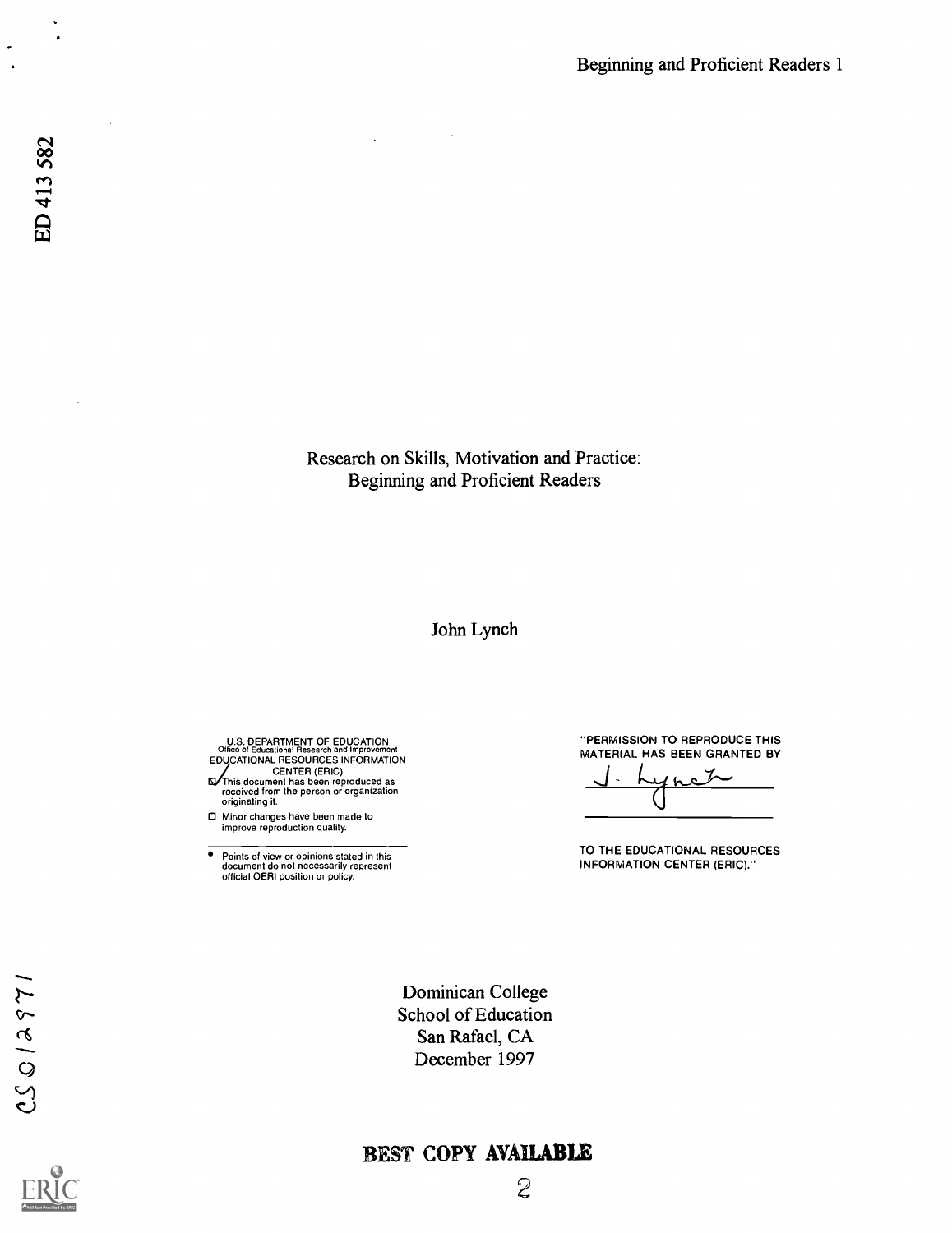ED 413 582

# Research on Skills, Motivation and Practice: Beginning and Proficient Readers

John Lynch

U.S. DEPARTMENT OF EDUCATION
Office of Educational Research and Improvement
EDUCATIONAL RESOURCES INFORMATION CENTER (ERIC)

☑ This document has been reproduced as received from the person or organization originating it.

☐ Minor changes have been made to improve reproduction quality.

• Points of view or opinions stated in this document do not necessarily represent official OERI position or policy.

"PERMISSION TO REPRODUCE THIS MATERIAL HAS BEEN GRANTED BY

J. Lynch

TO THE EDUCATIONAL RESOURCES INFORMATION CENTER (ERIC)."

Dominican College
School of Education
San Rafael, CA
December 1997

CS 012971

BEST COPY AVAILABLE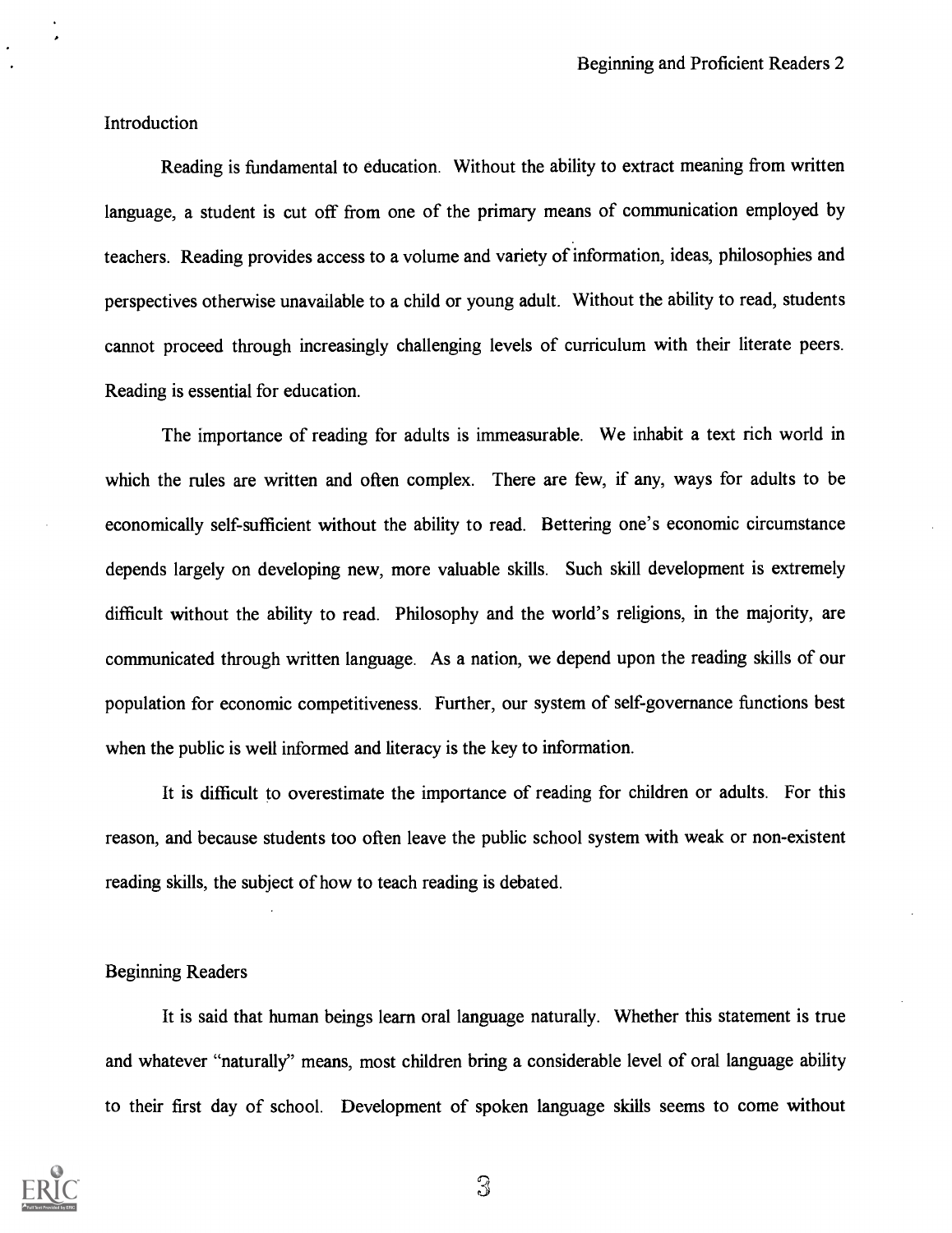## Introduction

Reading is fundamental to education. Without the ability to extract meaning from written language, a student is cut off from one of the primary means of communication employed by teachers. Reading provides access to a volume and variety of information, ideas, philosophies and perspectives otherwise unavailable to a child or young adult. Without the ability to read, students cannot proceed through increasingly challenging levels of curriculum with their literate peers. Reading is essential for education.

The importance of reading for adults is immeasurable. We inhabit a text rich world in which the rules are written and often complex. There are few, if any, ways for adults to be economically self-sufficient without the ability to read. Bettering one's economic circumstance depends largely on developing new, more valuable skills. Such skill development is extremely difficult without the ability to read. Philosophy and the world's religions, in the majority, are communicated through written language. As a nation, we depend upon the reading skills of our population for economic competitiveness. Further, our system of self-governance functions best when the public is well informed and literacy is the key to information.

It is difficult to overestimate the importance of reading for children or adults. For this reason, and because students too often leave the public school system with weak or non-existent reading skills, the subject of how to teach reading is debated.

## Beginning Readers

It is said that human beings learn oral language naturally. Whether this statement is true and whatever "naturally" means, most children bring a considerable level of oral language ability to their first day of school. Development of spoken language skills seems to come without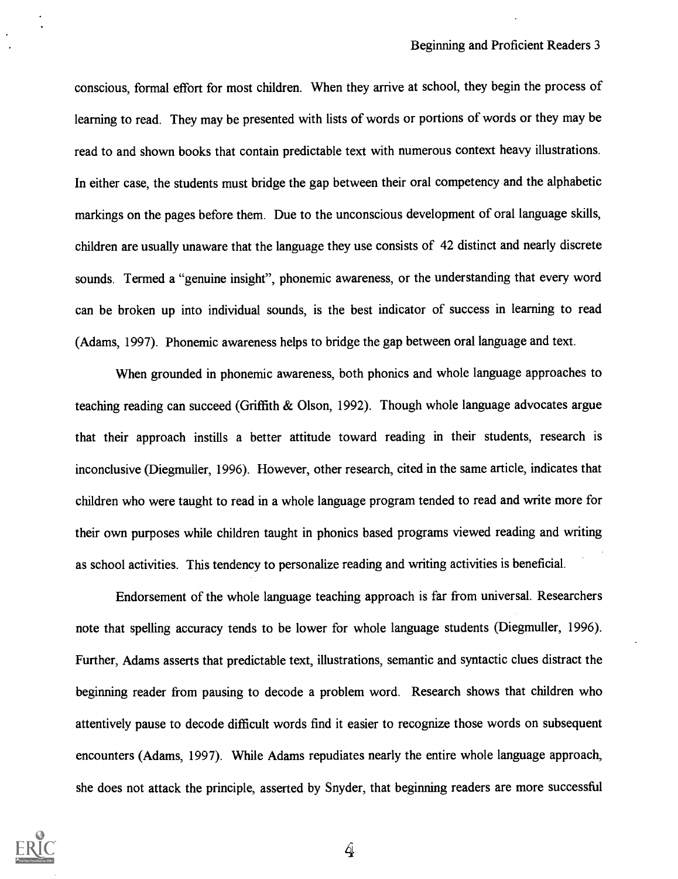conscious, formal effort for most children. When they arrive at school, they begin the process of learning to read. They may be presented with lists of words or portions of words or they may be read to and shown books that contain predictable text with numerous context heavy illustrations. In either case, the students must bridge the gap between their oral competency and the alphabetic markings on the pages before them. Due to the unconscious development of oral language skills, children are usually unaware that the language they use consists of 42 distinct and nearly discrete sounds. Termed a "genuine insight", phonemic awareness, or the understanding that every word can be broken up into individual sounds, is the best indicator of success in learning to read (Adams, 1997). Phonemic awareness helps to bridge the gap between oral language and text.

When grounded in phonemic awareness, both phonics and whole language approaches to teaching reading can succeed (Griffith & Olson, 1992). Though whole language advocates argue that their approach instills a better attitude toward reading in their students, research is inconclusive (Diegmuller, 1996). However, other research, cited in the same article, indicates that children who were taught to read in a whole language program tended to read and write more for their own purposes while children taught in phonics based programs viewed reading and writing as school activities. This tendency to personalize reading and writing activities is beneficial.

Endorsement of the whole language teaching approach is far from universal. Researchers note that spelling accuracy tends to be lower for whole language students (Diegmuller, 1996). Further, Adams asserts that predictable text, illustrations, semantic and syntactic clues distract the beginning reader from pausing to decode a problem word. Research shows that children who attentively pause to decode difficult words find it easier to recognize those words on subsequent encounters (Adams, 1997). While Adams repudiates nearly the entire whole language approach, she does not attack the principle, asserted by Snyder, that beginning readers are more successful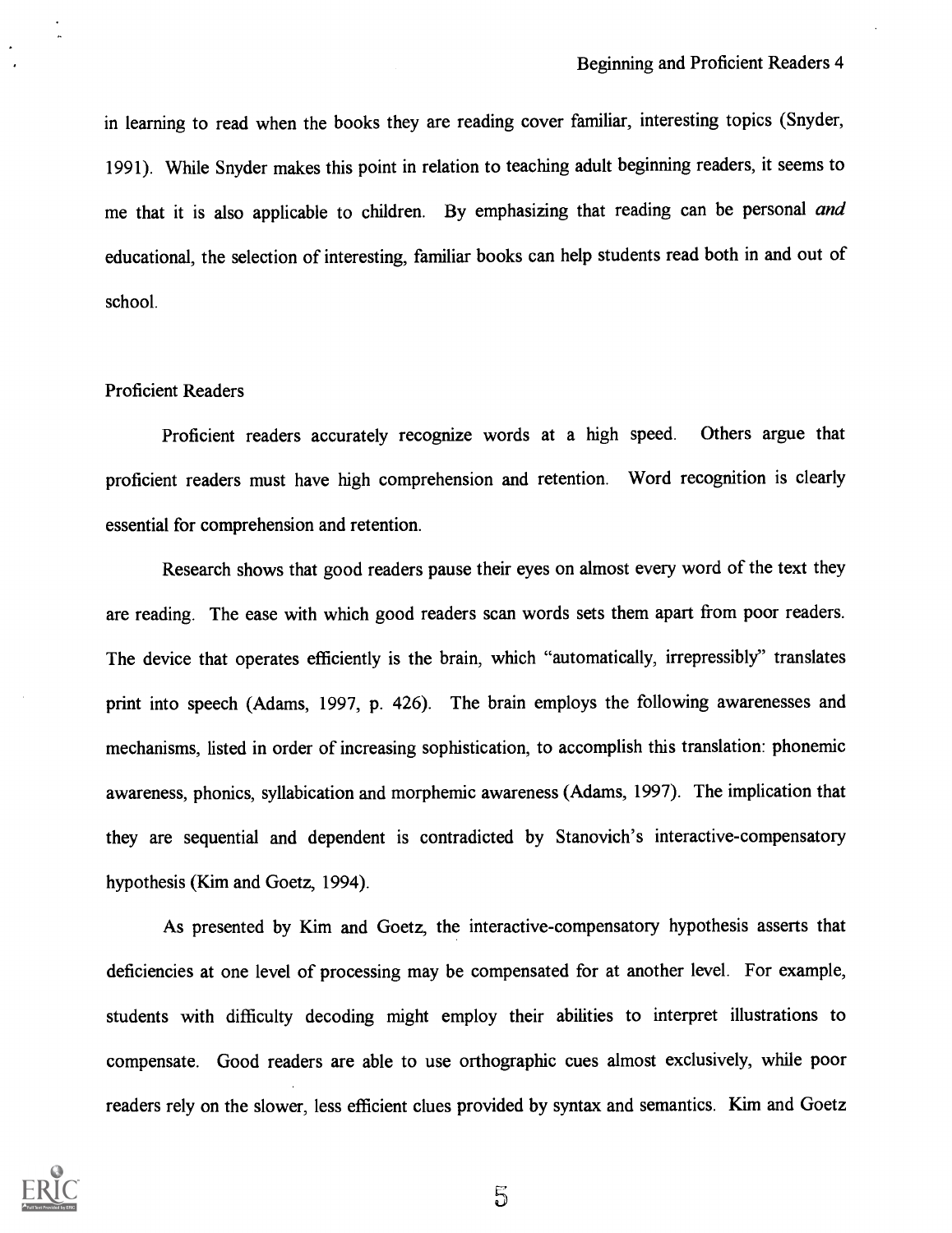in learning to read when the books they are reading cover familiar, interesting topics (Snyder, 1991). While Snyder makes this point in relation to teaching adult beginning readers, it seems to me that it is also applicable to children. By emphasizing that reading can be personal *and* educational, the selection of interesting, familiar books can help students read both in and out of school.

## Proficient Readers

Proficient readers accurately recognize words at a high speed. Others argue that proficient readers must have high comprehension and retention. Word recognition is clearly essential for comprehension and retention.

Research shows that good readers pause their eyes on almost every word of the text they are reading. The ease with which good readers scan words sets them apart from poor readers. The device that operates efficiently is the brain, which "automatically, irrepressibly" translates print into speech (Adams, 1997, p. 426). The brain employs the following awarenesses and mechanisms, listed in order of increasing sophistication, to accomplish this translation: phonemic awareness, phonics, syllabication and morphemic awareness (Adams, 1997). The implication that they are sequential and dependent is contradicted by Stanovich's interactive-compensatory hypothesis (Kim and Goetz, 1994).

As presented by Kim and Goetz, the interactive-compensatory hypothesis asserts that deficiencies at one level of processing may be compensated for at another level. For example, students with difficulty decoding might employ their abilities to interpret illustrations to compensate. Good readers are able to use orthographic cues almost exclusively, while poor readers rely on the slower, less efficient clues provided by syntax and semantics. Kim and Goetz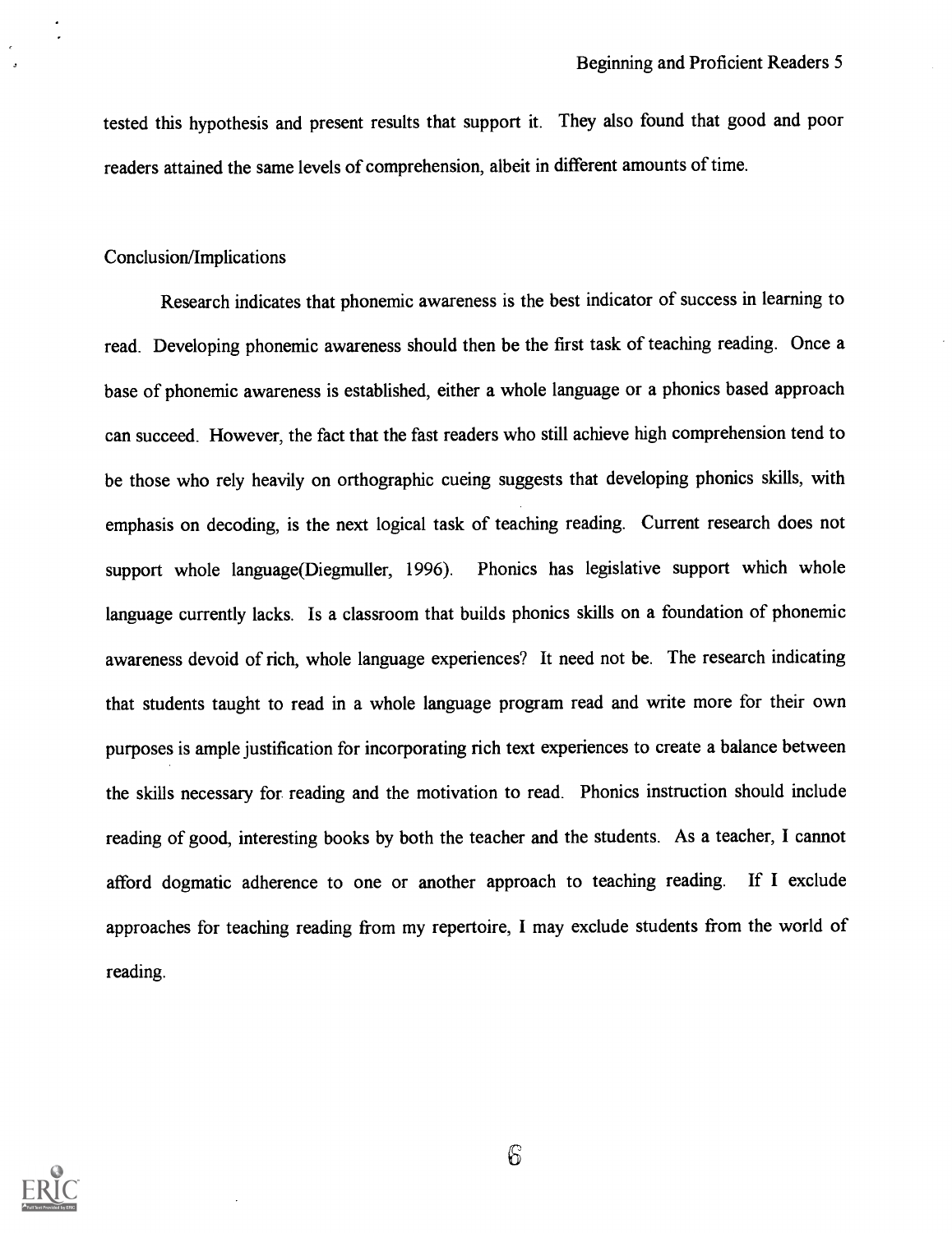tested this hypothesis and present results that support it. They also found that good and poor readers attained the same levels of comprehension, albeit in different amounts of time.

## Conclusion/Implications

Research indicates that phonemic awareness is the best indicator of success in learning to read. Developing phonemic awareness should then be the first task of teaching reading. Once a base of phonemic awareness is established, either a whole language or a phonics based approach can succeed. However, the fact that the fast readers who still achieve high comprehension tend to be those who rely heavily on orthographic cueing suggests that developing phonics skills, with emphasis on decoding, is the next logical task of teaching reading. Current research does not support whole language(Diegmuller, 1996). Phonics has legislative support which whole language currently lacks. Is a classroom that builds phonics skills on a foundation of phonemic awareness devoid of rich, whole language experiences? It need not be. The research indicating that students taught to read in a whole language program read and write more for their own purposes is ample justification for incorporating rich text experiences to create a balance between the skills necessary for reading and the motivation to read. Phonics instruction should include reading of good, interesting books by both the teacher and the students. As a teacher, I cannot afford dogmatic adherence to one or another approach to teaching reading. If I exclude approaches for teaching reading from my repertoire, I may exclude students from the world of reading.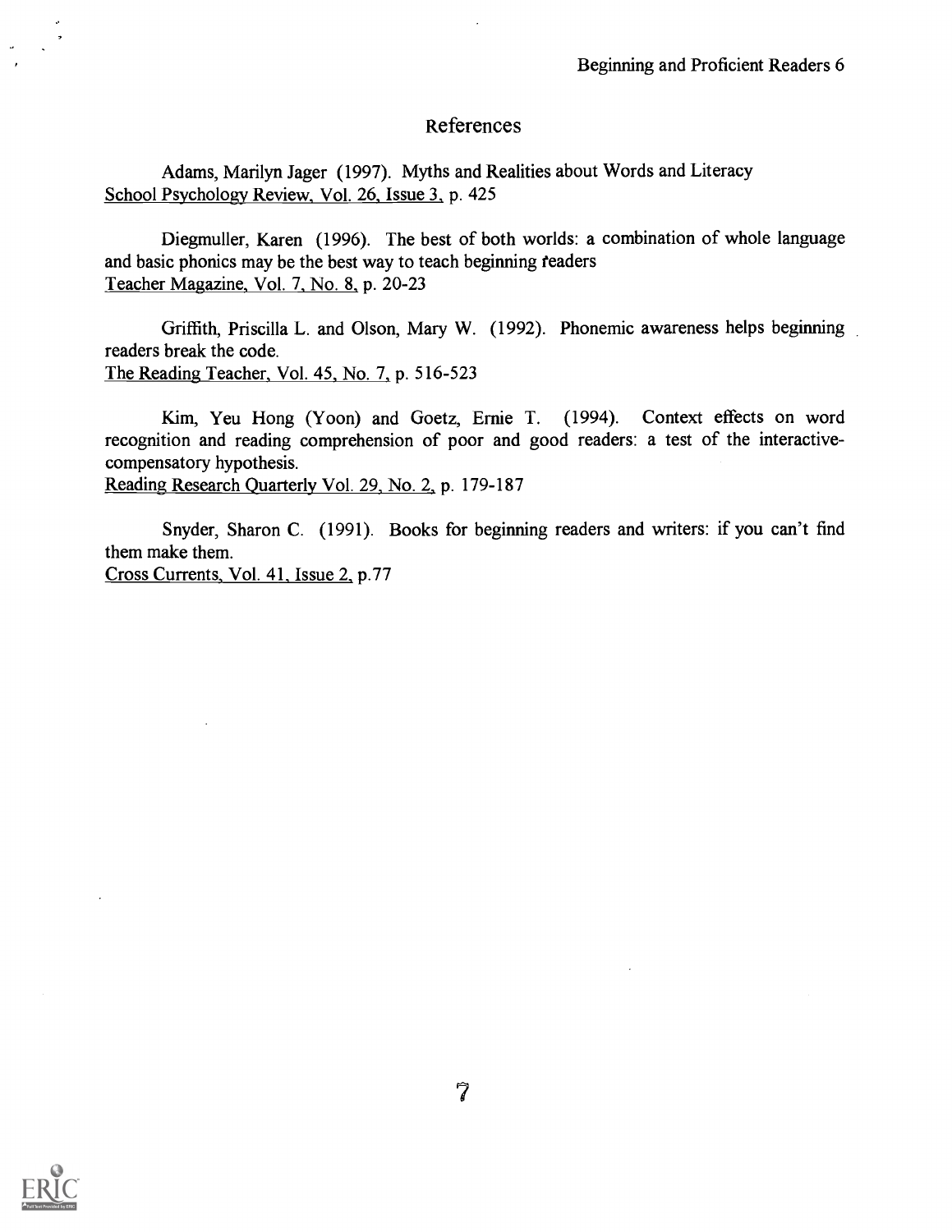## References

Adams, Marilyn Jager (1997). Myths and Realities about Words and Literacy
School Psychology Review, Vol. 26, Issue 3, p. 425

Diegmuller, Karen (1996). The best of both worlds: a combination of whole language and basic phonics may be the best way to teach beginning readers
Teacher Magazine, Vol. 7, No. 8, p. 20-23

Griffith, Priscilla L. and Olson, Mary W. (1992). Phonemic awareness helps beginning readers break the code.
The Reading Teacher, Vol. 45, No. 7, p. 516-523

Kim, Yeu Hong (Yoon) and Goetz, Ernie T. (1994). Context effects on word recognition and reading comprehension of poor and good readers: a test of the interactive-compensatory hypothesis.
Reading Research Quarterly Vol. 29, No. 2, p. 179-187

Snyder, Sharon C. (1991). Books for beginning readers and writers: if you can't find them make them.
Cross Currents, Vol. 41, Issue 2, p.77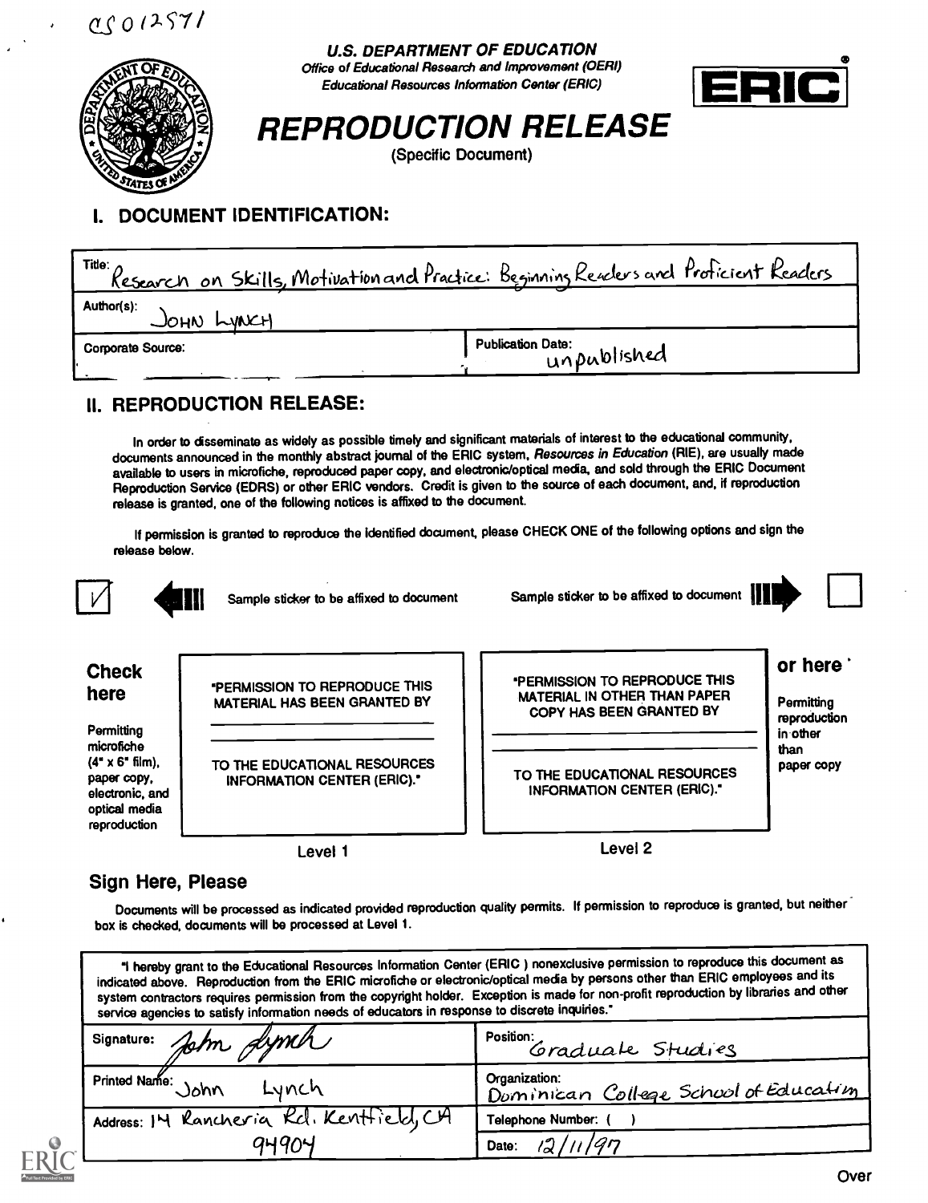CS012571

**U.S. DEPARTMENT OF EDUCATION**
*Office of Educational Research and Improvement (OERI)*
*Educational Resources Information Center (ERIC)*

ERIC

# REPRODUCTION RELEASE

(Specific Document)

## I. DOCUMENT IDENTIFICATION:

| | |
|---|---|
| Title: Research on Skills, Motivation and Practice: Beginning Readers and Proficient Readers | |
| Author(s): JOHN LYNCH | |
| Corporate Source: | Publication Date: unpublished |

## II. REPRODUCTION RELEASE:

In order to disseminate as widely as possible timely and significant materials of interest to the educational community, documents announced in the monthly abstract journal of the ERIC system, *Resources in Education* (RIE), are usually made available to users in microfiche, reproduced paper copy, and electronic/optical media, and sold through the ERIC Document Reproduction Service (EDRS) or other ERIC vendors. Credit is given to the source of each document, and, if reproduction release is granted, one of the following notices is affixed to the document.

If permission is granted to reproduce the identified document, please CHECK ONE of the following options and sign the release below.

| ☑ | Sample sticker to be affixed to document | Sample sticker to be affixed to document | ☐ |
|---|---|---|---|
| **Check here** Permitting microfiche (4" x 6" film), paper copy, electronic, and optical media reproduction | "PERMISSION TO REPRODUCE THIS MATERIAL HAS BEEN GRANTED BY ______ TO THE EDUCATIONAL RESOURCES INFORMATION CENTER (ERIC)." | "PERMISSION TO REPRODUCE THIS MATERIAL IN OTHER THAN PAPER COPY HAS BEEN GRANTED BY ______ TO THE EDUCATIONAL RESOURCES INFORMATION CENTER (ERIC)." | **or here** Permitting reproduction in other than paper copy |
| | Level 1 | Level 2 | |

### Sign Here, Please

Documents will be processed as indicated provided reproduction quality permits. If permission to reproduce is granted, but neither box is checked, documents will be processed at Level 1.

"I hereby grant to the Educational Resources Information Center (ERIC ) nonexclusive permission to reproduce this document as indicated above. Reproduction from the ERIC microfiche or electronic/optical media by persons other than ERIC employees and its system contractors requires permission from the copyright holder. Exception is made for non-profit reproduction by libraries and other service agencies to satisfy information needs of educators in response to discrete inquiries."

| | |
|---|---|
| Signature: John Lynch | Position: Graduate Studies |
| Printed Name: John Lynch | Organization: Dominican College School of Education |
| Address: 14 Rancheria Rd. Kentfield, CA 94904 | Telephone Number: ( ) |
| | Date: 12/11/97 |

Over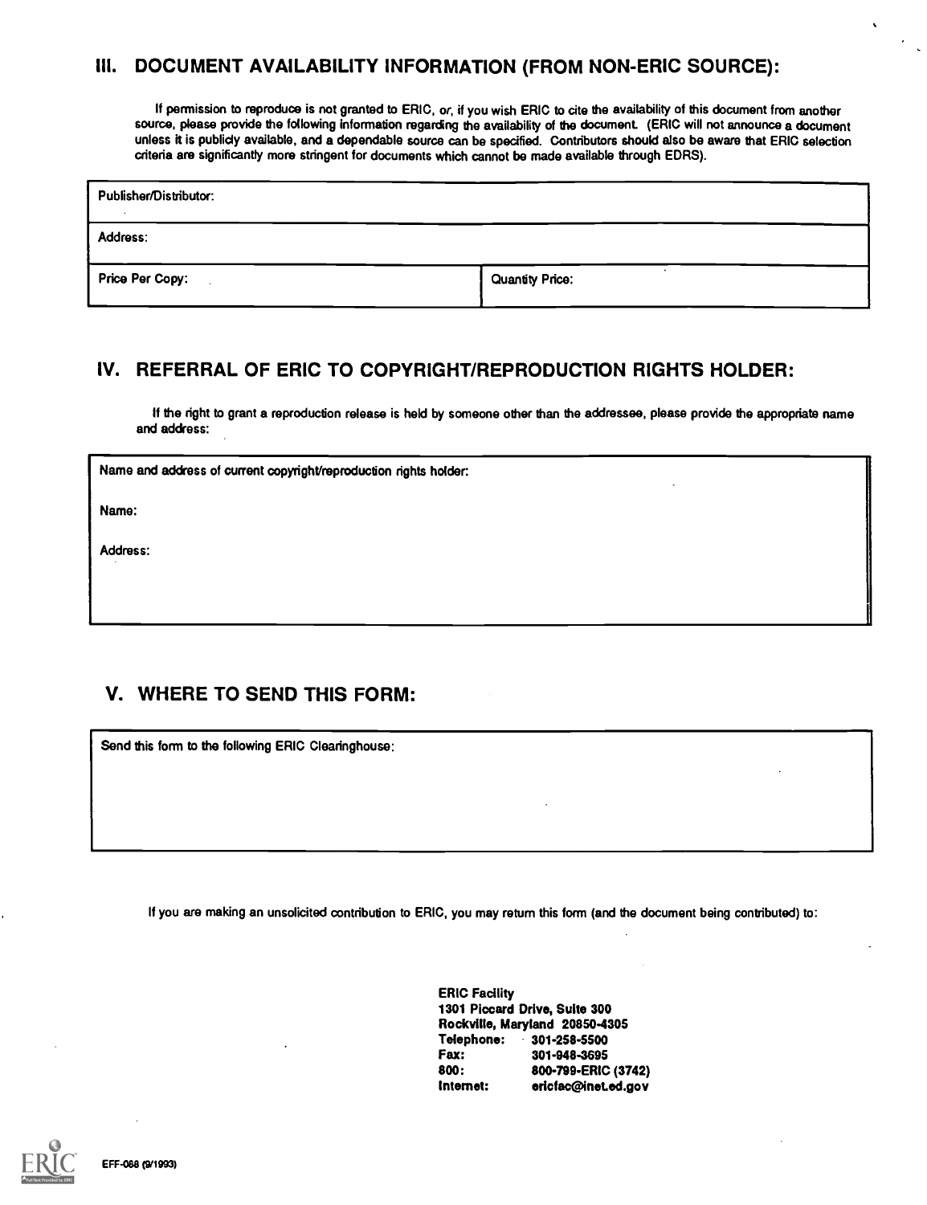## III. DOCUMENT AVAILABILITY INFORMATION (FROM NON-ERIC SOURCE):

If permission to reproduce is not granted to ERIC, *or*, if you wish ERIC to cite the availability of this document from another source, please provide the following information regarding the availability of the document. (ERIC will not announce a document unless it is publicly available, and a dependable source can be specified. Contributors should also be aware that ERIC selection criteria are significantly more stringent for documents which cannot be made available through EDRS).

| | |
|---|---|
| Publisher/Distributor: | |
| Address: | |
| Price Per Copy: | Quantity Price: |

## IV. REFERRAL OF ERIC TO COPYRIGHT/REPRODUCTION RIGHTS HOLDER:

If the right to grant a reproduction release is held by someone other than the addressee, please provide the appropriate name and address:

| |
|---|
| Name and address of current copyright/reproduction rights holder: |
| Name: |
| Address: |

## V. WHERE TO SEND THIS FORM:

| |
|---|
| Send this form to the following ERIC Clearinghouse: |

If you are making an unsolicited contribution to ERIC, you may return this form (and the document being contributed) to:

**ERIC Facility**
**1301 Piccard Drive, Suite 300**
**Rockville, Maryland 20850-4305**
**Telephone: 301-258-5500**
**Fax: 301-948-3695**
**800: 800-799-ERIC (3742)**
**Internet: ericfac@inet.ed.gov**

EFF-088 (9/1993)